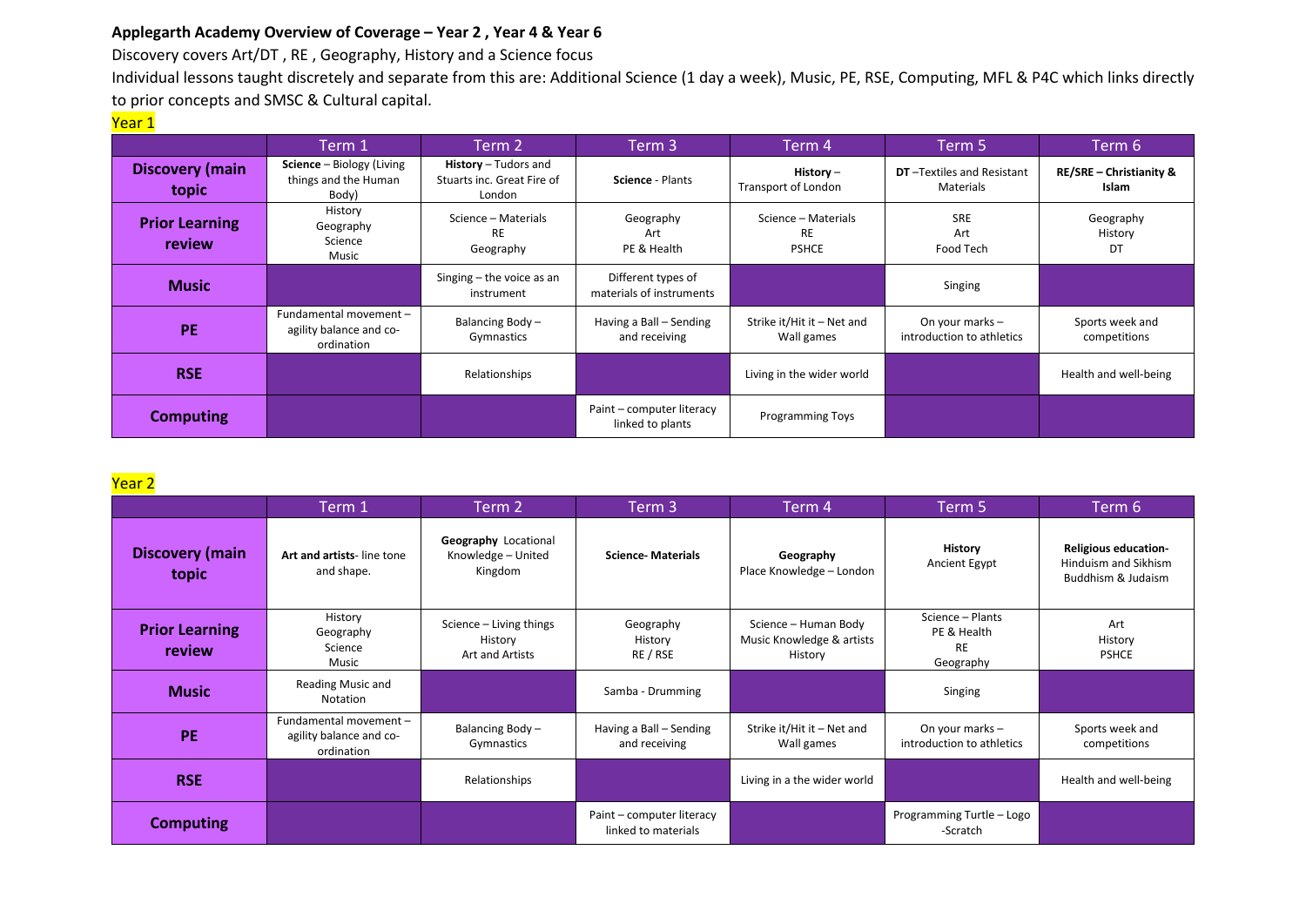**Applegarth Academy Overview of Coverage – Year 2 , Year 4 & Year 6**

Discovery covers Art/DT , RE , Geography, History and a Science focus

Individual lessons taught discretely and separate from this are: Additional Science (1 day a week), Music, PE, RSE, Computing, MFL & P4C which links directly to prior concepts and SMSC & Cultural capital.

## Year 1

| | Term 1 | Term 2 | Term 3 | Term 4 | Term 5 | Term 6 |
|---|---|---|---|---|---|---|
| **Discovery (main topic** | **Science** – Biology (Living things and the Human Body) | **History** – Tudors and Stuarts inc. Great Fire of London | **Science** - Plants | **History** – Transport of London | **DT** –Textiles and Resistant Materials | **RE/SRE – Christianity & Islam** |
| **Prior Learning review** | History<br>Geography<br>Science<br>Music | Science – Materials<br>RE<br>Geography | Geography<br>Art<br>PE & Health | Science – Materials<br>RE<br>PSHCE | SRE<br>Art<br>Food Tech | Geography<br>History<br>DT |
| **Music** | | Singing – the voice as an instrument | Different types of materials of instruments | | Singing | |
| **PE** | Fundamental movement – agility balance and co-ordination | Balancing Body – Gymnastics | Having a Ball – Sending and receiving | Strike it/Hit it – Net and Wall games | On your marks – introduction to athletics | Sports week and competitions |
| **RSE** | | Relationships | | Living in the wider world | | Health and well-being |
| **Computing** | | | Paint – computer literacy linked to plants | Programming Toys | | |

## Year 2

| | Term 1 | Term 2 | Term 3 | Term 4 | Term 5 | Term 6 |
|---|---|---|---|---|---|---|
| **Discovery (main topic** | **Art and artists**- line tone and shape. | **Geography** Locational Knowledge – United Kingdom | **Science- Materials** | **Geography**<br>Place Knowledge – London | **History**<br>Ancient Egypt | **Religious education-**<br>Hinduism and Sikhism<br>Buddhism & Judaism |
| **Prior Learning review** | History<br>Geography<br>Science<br>Music | Science – Living things<br>History<br>Art and Artists | Geography<br>History<br>RE / RSE | Science – Human Body<br>Music Knowledge & artists<br>History | Science – Plants<br>PE & Health<br>RE<br>Geography | Art<br>History<br>PSHCE |
| **Music** | Reading Music and Notation | | Samba - Drumming | | Singing | |
| **PE** | Fundamental movement – agility balance and co-ordination | Balancing Body – Gymnastics | Having a Ball – Sending and receiving | Strike it/Hit it – Net and Wall games | On your marks – introduction to athletics | Sports week and competitions |
| **RSE** | | Relationships | | Living in a the wider world | | Health and well-being |
| **Computing** | | | Paint – computer literacy linked to materials | | Programming Turtle – Logo -Scratch | |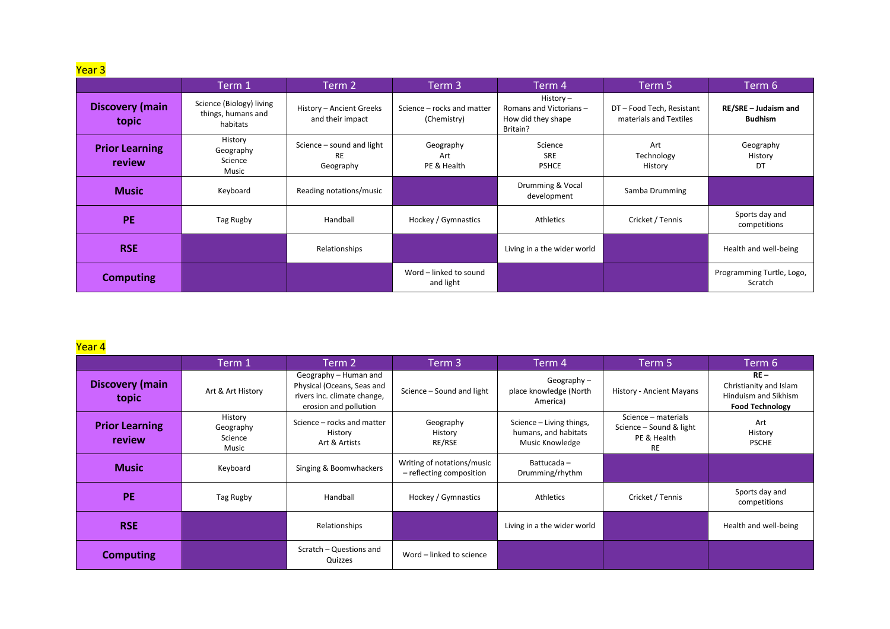Year 3

| | Term 1 | Term 2 | Term 3 | Term 4 | Term 5 | Term 6 |
|---|---|---|---|---|---|---|
| **Discovery (main topic** | Science (Biology) living things, humans and habitats | History – Ancient Greeks and their impact | Science – rocks and matter (Chemistry) | History – Romans and Victorians – How did they shape Britain? | DT – Food Tech, Resistant materials and Textiles | **RE/SRE – Judaism and Budhism** |
| **Prior Learning review** | History Geography Science Music | Science – sound and light RE Geography | Geography Art PE & Health | Science SRE PSHCE | Art Technology History | Geography History DT |
| **Music** | Keyboard | Reading notations/music | | Drumming & Vocal development | Samba Drumming | |
| **PE** | Tag Rugby | Handball | Hockey / Gymnastics | Athletics | Cricket / Tennis | Sports day and competitions |
| **RSE** | | Relationships | | Living in a the wider world | | Health and well-being |
| **Computing** | | | Word – linked to sound and light | | | Programming Turtle, Logo, Scratch |

Year 4

| | Term 1 | Term 2 | Term 3 | Term 4 | Term 5 | Term 6 |
|---|---|---|---|---|---|---|
| **Discovery (main topic** | Art & Art History | Geography – Human and Physical (Oceans, Seas and rivers inc. climate change, erosion and pollution | Science – Sound and light | Geography – place knowledge (North America) | History - Ancient Mayans | **RE –** Christianity and Islam Hinduism and Sikhism **Food Technology** |
| **Prior Learning review** | History Geography Science Music | Science – rocks and matter History Art & Artists | Geography History RE/RSE | Science – Living things, humans, and habitats Music Knowledge | Science – materials Science – Sound & light PE & Health RE | Art History PSCHE |
| **Music** | Keyboard | Singing & Boomwhackers | Writing of notations/music – reflecting composition | Battucada – Drumming/rhythm | | |
| **PE** | Tag Rugby | Handball | Hockey / Gymnastics | Athletics | Cricket / Tennis | Sports day and competitions |
| **RSE** | | Relationships | | Living in a the wider world | | Health and well-being |
| **Computing** | | Scratch – Questions and Quizzes | Word – linked to science | | | |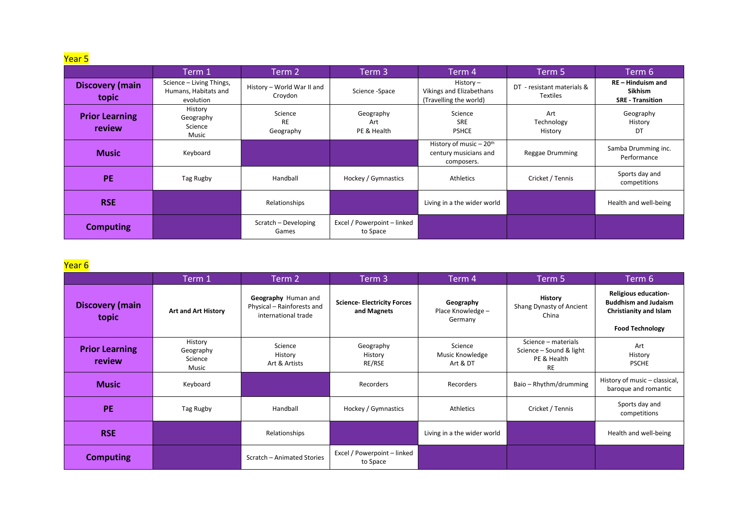Year 5

| | Term 1 | Term 2 | Term 3 | Term 4 | Term 5 | Term 6 |
|---|---|---|---|---|---|---|
| **Discovery (main topic** | Science – Living Things, Humans, Habitats and evolution | History – World War II and Croydon | Science -Space | History – Vikings and Elizabethans (Travelling the world) | DT - resistant materials & Textiles | **RE – Hinduism and Sikhism** **SRE - Transition** |
| **Prior Learning review** | History Geography Science Music | Science RE Geography | Geography Art PE & Health | Science SRE PSHCE | Art Technology History | Geography History DT |
| **Music** | Keyboard | | | History of music – 20th century musicians and composers. | Reggae Drumming | Samba Drumming inc. Performance |
| **PE** | Tag Rugby | Handball | Hockey / Gymnastics | Athletics | Cricket / Tennis | Sports day and competitions |
| **RSE** | | Relationships | | Living in a the wider world | | Health and well-being |
| **Computing** | | Scratch – Developing Games | Excel / Powerpoint – linked to Space | | | |

Year 6

| | Term 1 | Term 2 | Term 3 | Term 4 | Term 5 | Term 6 |
|---|---|---|---|---|---|---|
| **Discovery (main topic** | **Art and Art History** | **Geography** Human and Physical – Rainforests and international trade | **Science- Electricity Forces and Magnets** | **Geography** Place Knowledge – Germany | **History** Shang Dynasty of Ancient China | **Religious education- Buddhism and Judaism Christianity and Islam** **Food Technology** |
| **Prior Learning review** | History Geography Science Music | Science History Art & Artists | Geography History RE/RSE | Science Music Knowledge Art & DT | Science – materials Science – Sound & light PE & Health RE | Art History PSCHE |
| **Music** | Keyboard | | Recorders | Recorders | Baio – Rhythm/drumming | History of music – classical, baroque and romantic |
| **PE** | Tag Rugby | Handball | Hockey / Gymnastics | Athletics | Cricket / Tennis | Sports day and competitions |
| **RSE** | | Relationships | | Living in a the wider world | | Health and well-being |
| **Computing** | | Scratch – Animated Stories | Excel / Powerpoint – linked to Space | | | |